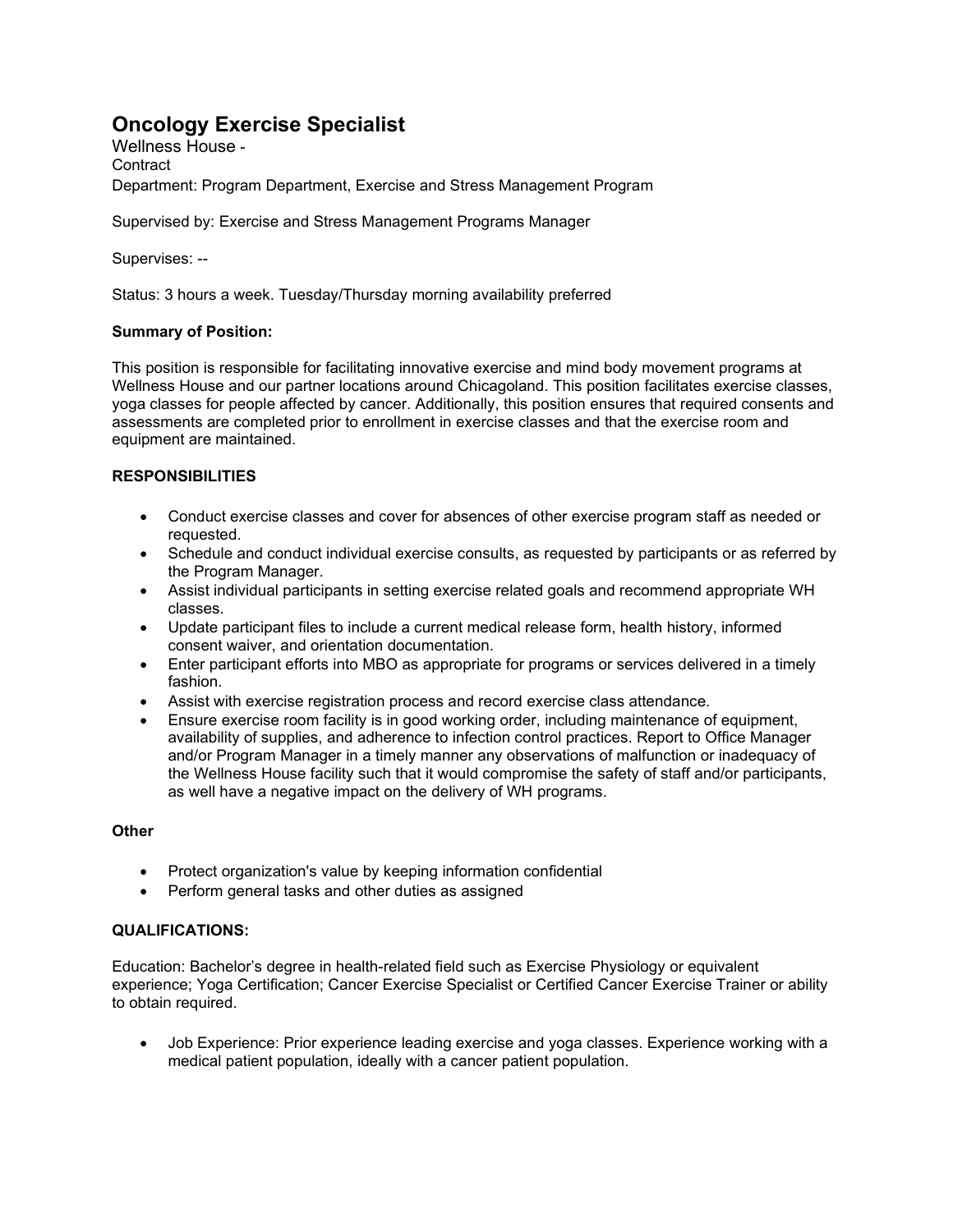# Oncology Exercise Specialist

Wellness House -
Contract
Department: Program Department, Exercise and Stress Management Program

Supervised by: Exercise and Stress Management Programs Manager

Supervises: --

Status: 3 hours a week. Tuesday/Thursday morning availability preferred

**Summary of Position:**

This position is responsible for facilitating innovative exercise and mind body movement programs at Wellness House and our partner locations around Chicagoland. This position facilitates exercise classes, yoga classes for people affected by cancer. Additionally, this position ensures that required consents and assessments are completed prior to enrollment in exercise classes and that the exercise room and equipment are maintained.

**RESPONSIBILITIES**

- Conduct exercise classes and cover for absences of other exercise program staff as needed or requested.
- Schedule and conduct individual exercise consults, as requested by participants or as referred by the Program Manager.
- Assist individual participants in setting exercise related goals and recommend appropriate WH classes.
- Update participant files to include a current medical release form, health history, informed consent waiver, and orientation documentation.
- Enter participant efforts into MBO as appropriate for programs or services delivered in a timely fashion.
- Assist with exercise registration process and record exercise class attendance.
- Ensure exercise room facility is in good working order, including maintenance of equipment, availability of supplies, and adherence to infection control practices. Report to Office Manager and/or Program Manager in a timely manner any observations of malfunction or inadequacy of the Wellness House facility such that it would compromise the safety of staff and/or participants, as well have a negative impact on the delivery of WH programs.

**Other**

- Protect organization's value by keeping information confidential
- Perform general tasks and other duties as assigned

**QUALIFICATIONS:**

Education: Bachelor's degree in health-related field such as Exercise Physiology or equivalent experience; Yoga Certification; Cancer Exercise Specialist or Certified Cancer Exercise Trainer or ability to obtain required.

- Job Experience: Prior experience leading exercise and yoga classes. Experience working with a medical patient population, ideally with a cancer patient population.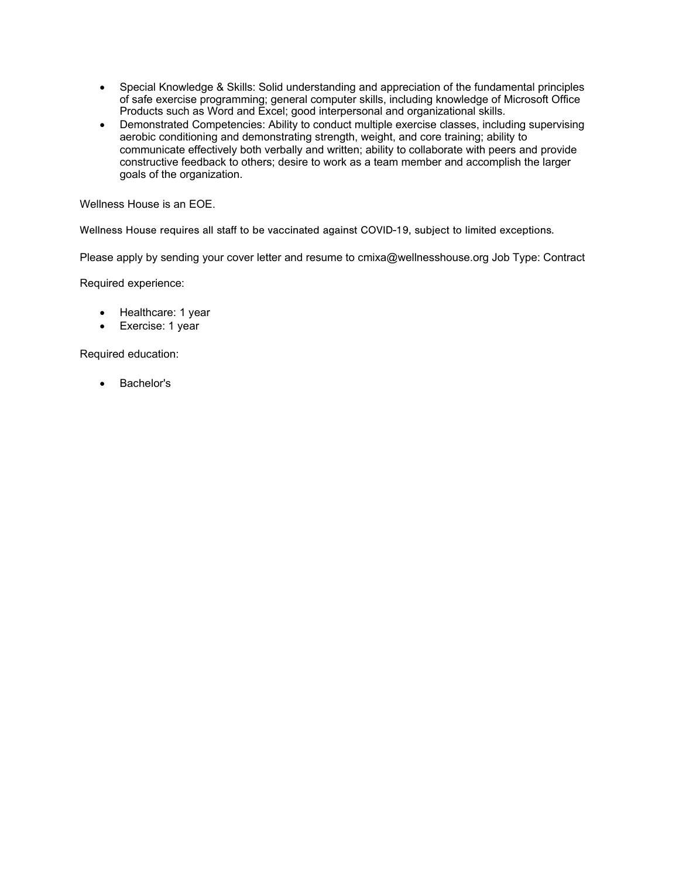- Special Knowledge & Skills: Solid understanding and appreciation of the fundamental principles of safe exercise programming; general computer skills, including knowledge of Microsoft Office Products such as Word and Excel; good interpersonal and organizational skills.
- Demonstrated Competencies: Ability to conduct multiple exercise classes, including supervising aerobic conditioning and demonstrating strength, weight, and core training; ability to communicate effectively both verbally and written; ability to collaborate with peers and provide constructive feedback to others; desire to work as a team member and accomplish the larger goals of the organization.

Wellness House is an EOE.

Wellness House requires all staff to be vaccinated against COVID-19, subject to limited exceptions.

Please apply by sending your cover letter and resume to cmixa@wellnesshouse.org Job Type: Contract

Required experience:

- Healthcare: 1 year
- Exercise: 1 year

Required education:

- Bachelor's